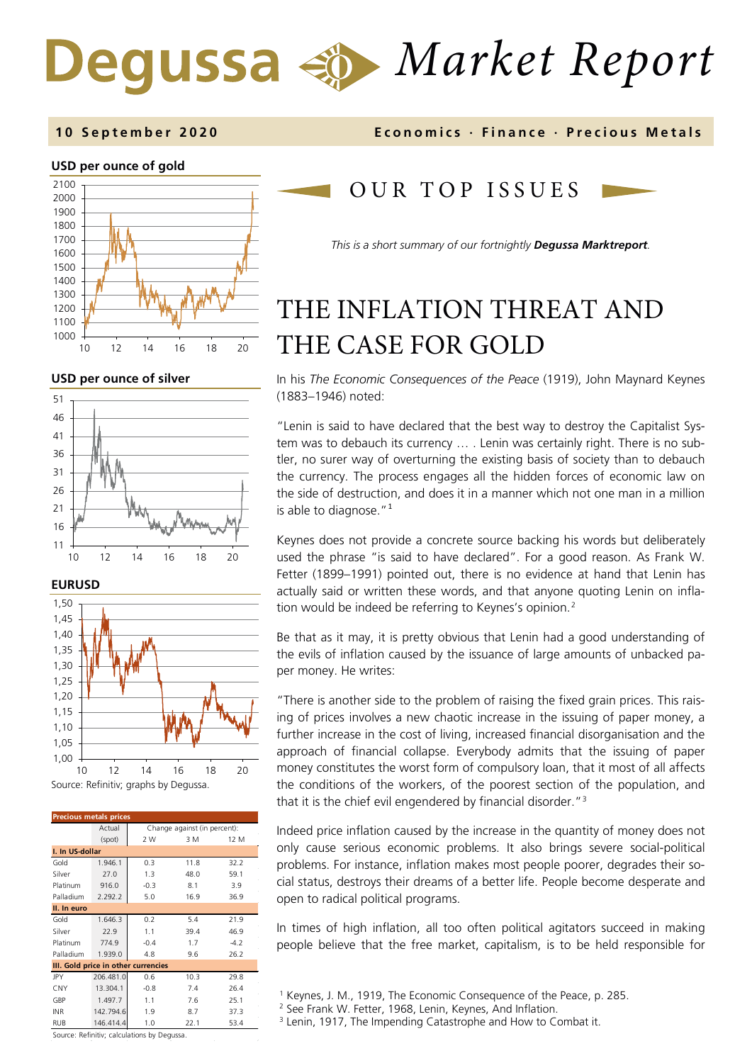# Degussa Market Report

**10 September 2020** — **Economics · Finance · Precious Metals**

**USD per ounce of gold**

**USD per ounce of silver**

**EURUSD**

Source: Refinitiv; graphs by Degussa.

| Precious metals prices | Actual (spot) | Change against (in percent): 2 W | 3 M | 12 M |
|---|---|---|---|---|
| **I. In US-dollar** | | | | |
| Gold | 1.946.1 | 0.3 | 11.8 | 32.2 |
| Silver | 27.0 | 1.3 | 48.0 | 59.1 |
| Platinum | 916.0 | -0.3 | 8.1 | 3.9 |
| Palladium | 2.292.2 | 5.0 | 16.9 | 36.9 |
| **II. In euro** | | | | |
| Gold | 1.646.3 | 0.2 | 5.4 | 21.9 |
| Silver | 22.9 | 1.1 | 39.4 | 46.9 |
| Platinum | 774.9 | -0.4 | 1.7 | -4.2 |
| Palladium | 1.939.0 | 4.8 | 9.6 | 26.2 |
| **III. Gold price in other currencies** | | | | |
| JPY | 206.481.0 | 0.6 | 10.3 | 29.8 |
| CNY | 13.304.1 | -0.8 | 7.4 | 26.4 |
| GBP | 1.497.7 | 1.1 | 7.6 | 25.1 |
| INR | 142.794.6 | 1.9 | 8.7 | 37.3 |
| RUB | 146.414.4 | 1.0 | 22.1 | 53.4 |

Source: Refinitiv; calculations by Degussa.

## OUR TOP ISSUES

*This is a short summary of our fortnightly* ***Degussa Marktreport****.*

# THE INFLATION THREAT AND THE CASE FOR GOLD

In his *The Economic Consequences of the Peace* (1919), John Maynard Keynes (1883–1946) noted:

"Lenin is said to have declared that the best way to destroy the Capitalist System was to debauch its currency … . Lenin was certainly right. There is no subtler, no surer way of overturning the existing basis of society than to debauch the currency. The process engages all the hidden forces of economic law on the side of destruction, and does it in a manner which not one man in a million is able to diagnose."[1]

Keynes does not provide a concrete source backing his words but deliberately used the phrase "is said to have declared". For a good reason. As Frank W. Fetter (1899–1991) pointed out, there is no evidence at hand that Lenin has actually said or written these words, and that anyone quoting Lenin on inflation would be indeed be referring to Keynes's opinion.[2]

Be that as it may, it is pretty obvious that Lenin had a good understanding of the evils of inflation caused by the issuance of large amounts of unbacked paper money. He writes:

"There is another side to the problem of raising the fixed grain prices. This raising of prices involves a new chaotic increase in the issuing of paper money, a further increase in the cost of living, increased financial disorganisation and the approach of financial collapse. Everybody admits that the issuing of paper money constitutes the worst form of compulsory loan, that it most of all affects the conditions of the workers, of the poorest section of the population, and that it is the chief evil engendered by financial disorder."[3]

Indeed price inflation caused by the increase in the quantity of money does not only cause serious economic problems. It also brings severe social-political problems. For instance, inflation makes most people poorer, degrades their social status, destroys their dreams of a better life. People become desperate and open to radical political programs.

In times of high inflation, all too often political agitators succeed in making people believe that the free market, capitalism, is to be held responsible for

[1] Keynes, J. M., 1919, The Economic Consequence of the Peace, p. 285.
[2] See Frank W. Fetter, 1968, Lenin, Keynes, And Inflation.
[3] Lenin, 1917, The Impending Catastrophe and How to Combat it.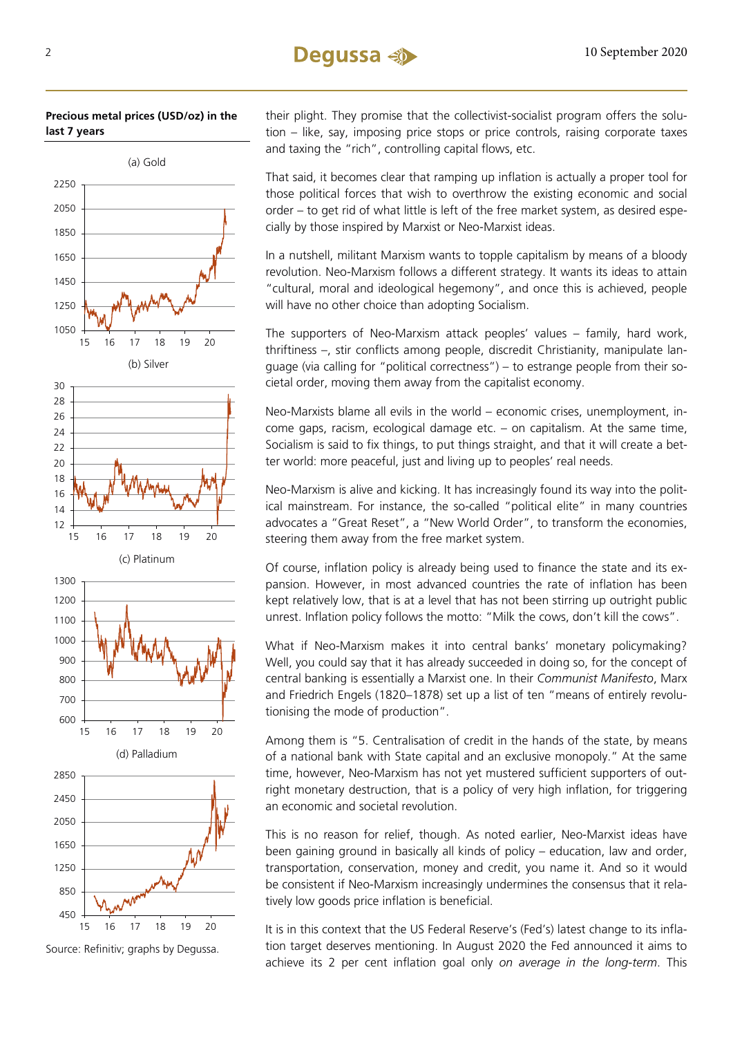**Precious metal prices (USD/oz) in the last 7 years**

(a) Gold

(b) Silver

(c) Platinum

(d) Palladium

Source: Refinitiv; graphs by Degussa.

their plight. They promise that the collectivist-socialist program offers the solution – like, say, imposing price stops or price controls, raising corporate taxes and taxing the "rich", controlling capital flows, etc.

That said, it becomes clear that ramping up inflation is actually a proper tool for those political forces that wish to overthrow the existing economic and social order – to get rid of what little is left of the free market system, as desired especially by those inspired by Marxist or Neo-Marxist ideas.

In a nutshell, militant Marxism wants to topple capitalism by means of a bloody revolution. Neo-Marxism follows a different strategy. It wants its ideas to attain "cultural, moral and ideological hegemony", and once this is achieved, people will have no other choice than adopting Socialism.

The supporters of Neo-Marxism attack peoples' values – family, hard work, thriftiness –, stir conflicts among people, discredit Christianity, manipulate language (via calling for "political correctness") – to estrange people from their societal order, moving them away from the capitalist economy.

Neo-Marxists blame all evils in the world – economic crises, unemployment, income gaps, racism, ecological damage etc. – on capitalism. At the same time, Socialism is said to fix things, to put things straight, and that it will create a better world: more peaceful, just and living up to peoples' real needs.

Neo-Marxism is alive and kicking. It has increasingly found its way into the political mainstream. For instance, the so-called "political elite" in many countries advocates a "Great Reset", a "New World Order", to transform the economies, steering them away from the free market system.

Of course, inflation policy is already being used to finance the state and its expansion. However, in most advanced countries the rate of inflation has been kept relatively low, that is at a level that has not been stirring up outright public unrest. Inflation policy follows the motto: "Milk the cows, don't kill the cows".

What if Neo-Marxism makes it into central banks' monetary policymaking? Well, you could say that it has already succeeded in doing so, for the concept of central banking is essentially a Marxist one. In their *Communist Manifesto*, Marx and Friedrich Engels (1820–1878) set up a list of ten "means of entirely revolutionising the mode of production".

Among them is "5. Centralisation of credit in the hands of the state, by means of a national bank with State capital and an exclusive monopoly." At the same time, however, Neo-Marxism has not yet mustered sufficient supporters of outright monetary destruction, that is a policy of very high inflation, for triggering an economic and societal revolution.

This is no reason for relief, though. As noted earlier, Neo-Marxist ideas have been gaining ground in basically all kinds of policy – education, law and order, transportation, conservation, money and credit, you name it. And so it would be consistent if Neo-Marxism increasingly undermines the consensus that it relatively low goods price inflation is beneficial.

It is in this context that the US Federal Reserve's (Fed's) latest change to its inflation target deserves mentioning. In August 2020 the Fed announced it aims to achieve its 2 per cent inflation goal only *on average in the long-term*. This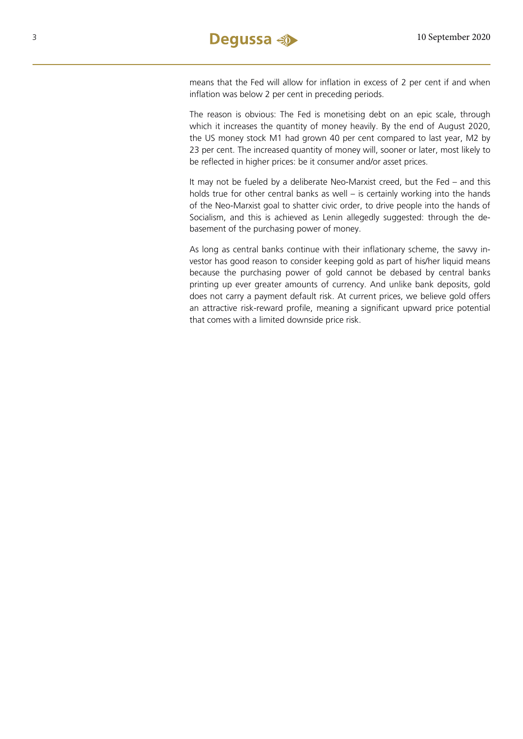means that the Fed will allow for inflation in excess of 2 per cent if and when inflation was below 2 per cent in preceding periods.

The reason is obvious: The Fed is monetising debt on an epic scale, through which it increases the quantity of money heavily. By the end of August 2020, the US money stock M1 had grown 40 per cent compared to last year, M2 by 23 per cent. The increased quantity of money will, sooner or later, most likely to be reflected in higher prices: be it consumer and/or asset prices.

It may not be fueled by a deliberate Neo-Marxist creed, but the Fed – and this holds true for other central banks as well – is certainly working into the hands of the Neo-Marxist goal to shatter civic order, to drive people into the hands of Socialism, and this is achieved as Lenin allegedly suggested: through the debasement of the purchasing power of money.

As long as central banks continue with their inflationary scheme, the savvy investor has good reason to consider keeping gold as part of his/her liquid means because the purchasing power of gold cannot be debased by central banks printing up ever greater amounts of currency. And unlike bank deposits, gold does not carry a payment default risk. At current prices, we believe gold offers an attractive risk-reward profile, meaning a significant upward price potential that comes with a limited downside price risk.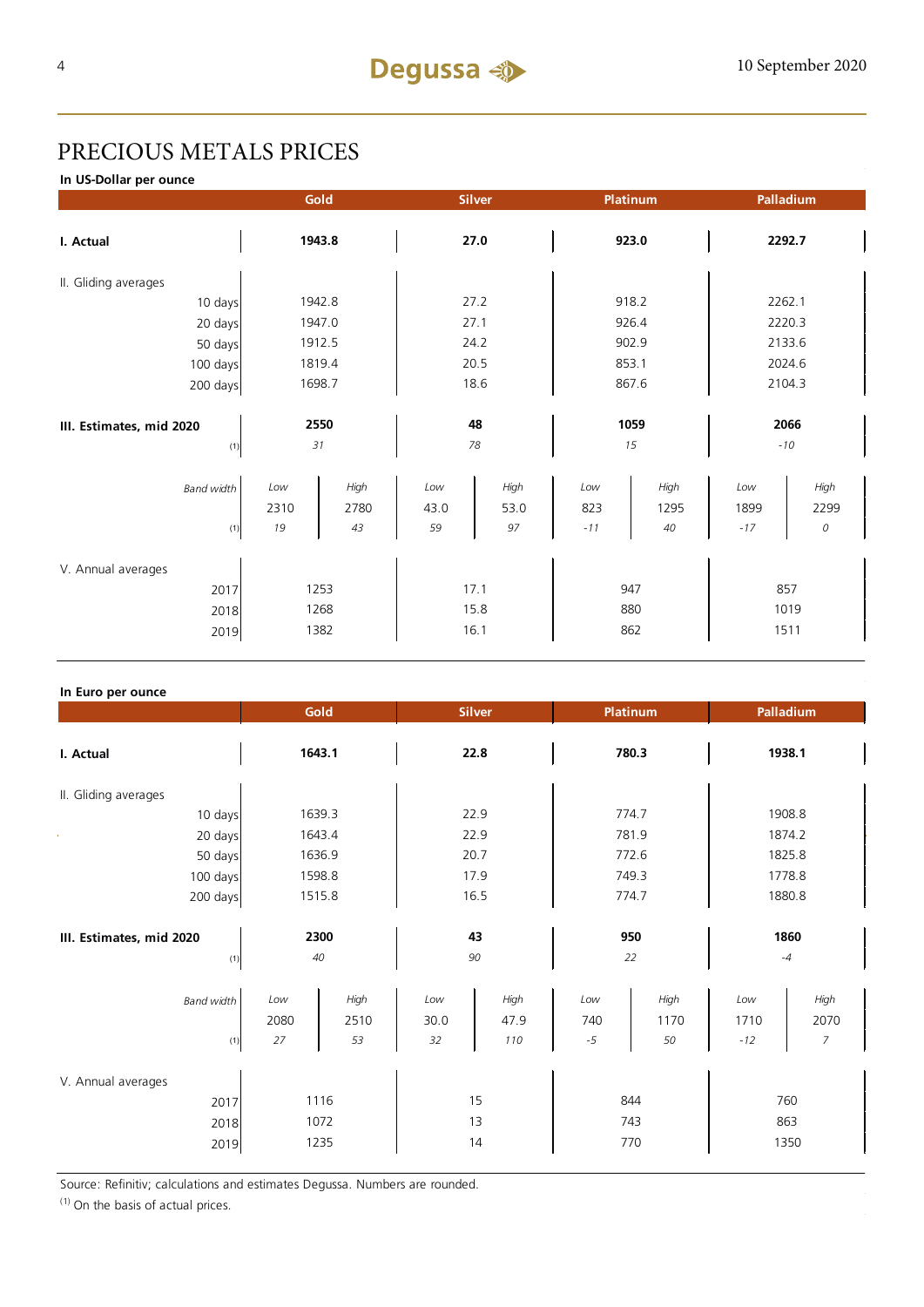# PRECIOUS METALS PRICES

**In US-Dollar per ounce**

| | Gold | | Silver | | Platinum | | Palladium | |
|---|---|---|---|---|---|---|---|---|
| **I. Actual** | **1943.8** | | **27.0** | | **923.0** | | **2292.7** | |
| II. Gliding averages | | | | | | | | |
| 10 days | 1942.8 | | 27.2 | | 918.2 | | 2262.1 | |
| 20 days | 1947.0 | | 27.1 | | 926.4 | | 2220.3 | |
| 50 days | 1912.5 | | 24.2 | | 902.9 | | 2133.6 | |
| 100 days | 1819.4 | | 20.5 | | 853.1 | | 2024.6 | |
| 200 days | 1698.7 | | 18.6 | | 867.6 | | 2104.3 | |
| **III. Estimates, mid 2020** | **2550** | | **48** | | **1059** | | **2066** | |
| (1) | *31* | | *78* | | *15* | | *-10* | |
| *Band width* | *Low* | *High* | *Low* | *High* | *Low* | *High* | *Low* | *High* |
| | 2310 | 2780 | 43.0 | 53.0 | 823 | 1295 | 1899 | 2299 |
| (1) | *19* | *43* | *59* | *97* | *-11* | *40* | *-17* | *0* |
| V. Annual averages | | | | | | | | |
| 2017 | 1253 | | 17.1 | | 947 | | 857 | |
| 2018 | 1268 | | 15.8 | | 880 | | 1019 | |
| 2019 | 1382 | | 16.1 | | 862 | | 1511 | |

**In Euro per ounce**

| | Gold | | Silver | | Platinum | | Palladium | |
|---|---|---|---|---|---|---|---|---|
| **I. Actual** | **1643.1** | | **22.8** | | **780.3** | | **1938.1** | |
| II. Gliding averages | | | | | | | | |
| 10 days | 1639.3 | | 22.9 | | 774.7 | | 1908.8 | |
| 20 days | 1643.4 | | 22.9 | | 781.9 | | 1874.2 | |
| 50 days | 1636.9 | | 20.7 | | 772.6 | | 1825.8 | |
| 100 days | 1598.8 | | 17.9 | | 749.3 | | 1778.8 | |
| 200 days | 1515.8 | | 16.5 | | 774.7 | | 1880.8 | |
| **III. Estimates, mid 2020** | **2300** | | **43** | | **950** | | **1860** | |
| (1) | *40* | | *90* | | *22* | | *-4* | |
| *Band width* | *Low* | *High* | *Low* | *High* | *Low* | *High* | *Low* | *High* |
| | 2080 | 2510 | 30.0 | 47.9 | 740 | 1170 | 1710 | 2070 |
| (1) | *27* | *53* | *32* | *110* | *-5* | *50* | *-12* | *7* |
| V. Annual averages | | | | | | | | |
| 2017 | 1116 | | 15 | | 844 | | 760 | |
| 2018 | 1072 | | 13 | | 743 | | 863 | |
| 2019 | 1235 | | 14 | | 770 | | 1350 | |

Source: Refinitiv; calculations and estimates Degussa. Numbers are rounded.

(1) On the basis of actual prices.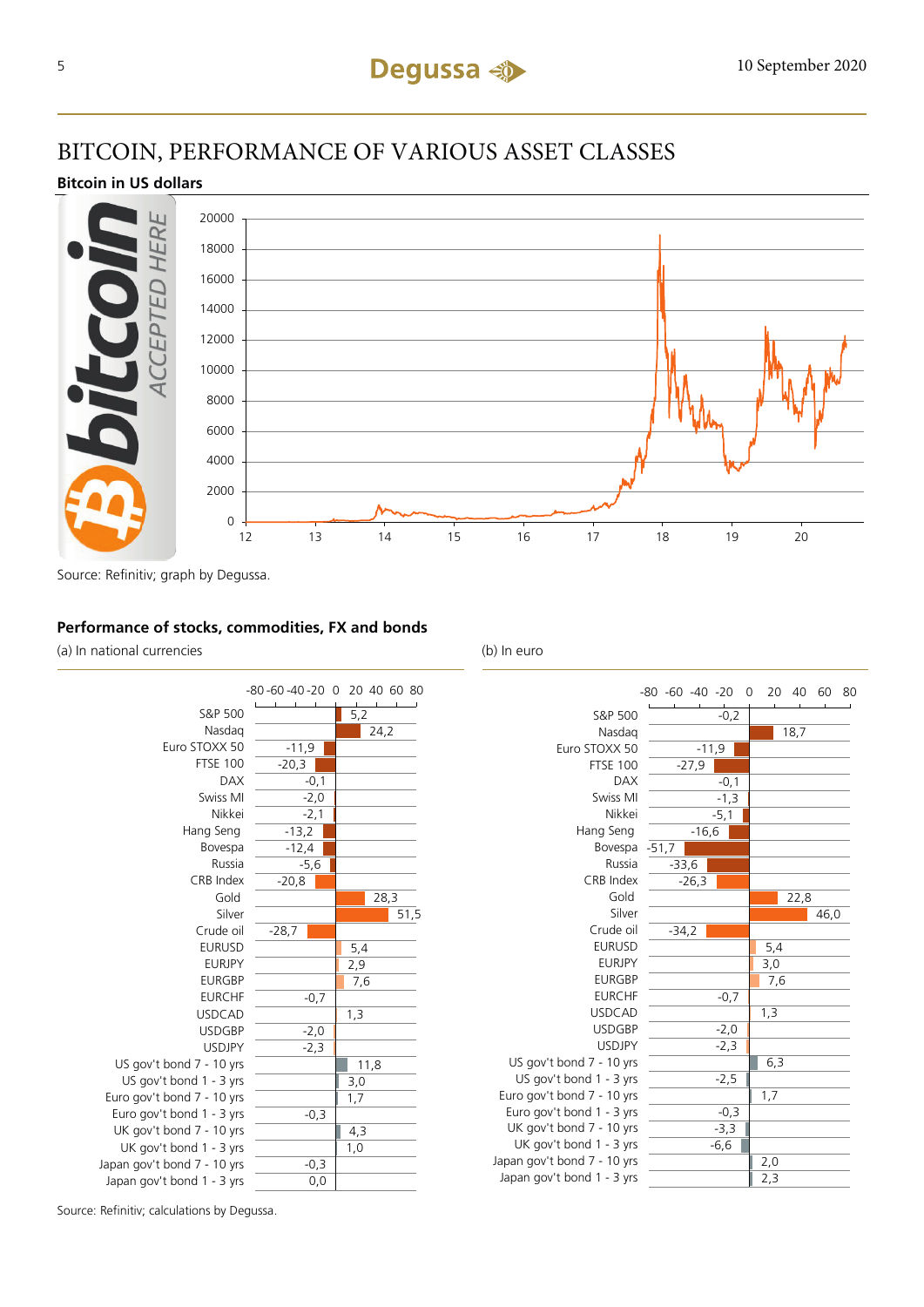# BITCOIN, PERFORMANCE OF VARIOUS ASSET CLASSES

**Bitcoin in US dollars**

Source: Refinitiv; graph by Degussa.

**Performance of stocks, commodities, FX and bonds**

| | (a) In national currencies | (b) In euro |
|---|---|---|
| S&P 500 | 5,2 | -0,2 |
| Nasdaq | 24,2 | 18,7 |
| Euro STOXX 50 | -11,9 | -11,9 |
| FTSE 100 | -20,3 | -27,9 |
| DAX | -0,1 | -0,1 |
| Swiss MI | -2,0 | -1,3 |
| Nikkei | -2,1 | -5,1 |
| Hang Seng | -13,2 | -16,6 |
| Bovespa | -12,4 | -51,7 |
| Russia | -5,6 | -33,6 |
| CRB Index | -20,8 | -26,3 |
| Gold | 28,3 | 22,8 |
| Silver | 51,5 | 46,0 |
| Crude oil | -28,7 | -34,2 |
| EURUSD | 5,4 | 5,4 |
| EURJPY | 2,9 | 3,0 |
| EURGBP | 7,6 | 7,6 |
| EURCHF | -0,7 | -0,7 |
| USDCAD | 1,3 | 1,3 |
| USDGBP | -2,0 | -2,0 |
| USDJPY | -2,3 | -2,3 |
| US gov't bond 7 - 10 yrs | 11,8 | 6,3 |
| US gov't bond 1 - 3 yrs | 3,0 | -2,5 |
| Euro gov't bond 7 - 10 yrs | 1,7 | 1,7 |
| Euro gov't bond 1 - 3 yrs | -0,3 | -0,3 |
| UK gov't bond 7 - 10 yrs | 4,3 | -3,3 |
| UK gov't bond 1 - 3 yrs | 1,0 | -6,6 |
| Japan gov't bond 7 - 10 yrs | -0,3 | 2,0 |
| Japan gov't bond 1 - 3 yrs | 0,0 | 2,3 |

Source: Refinitiv; calculations by Degussa.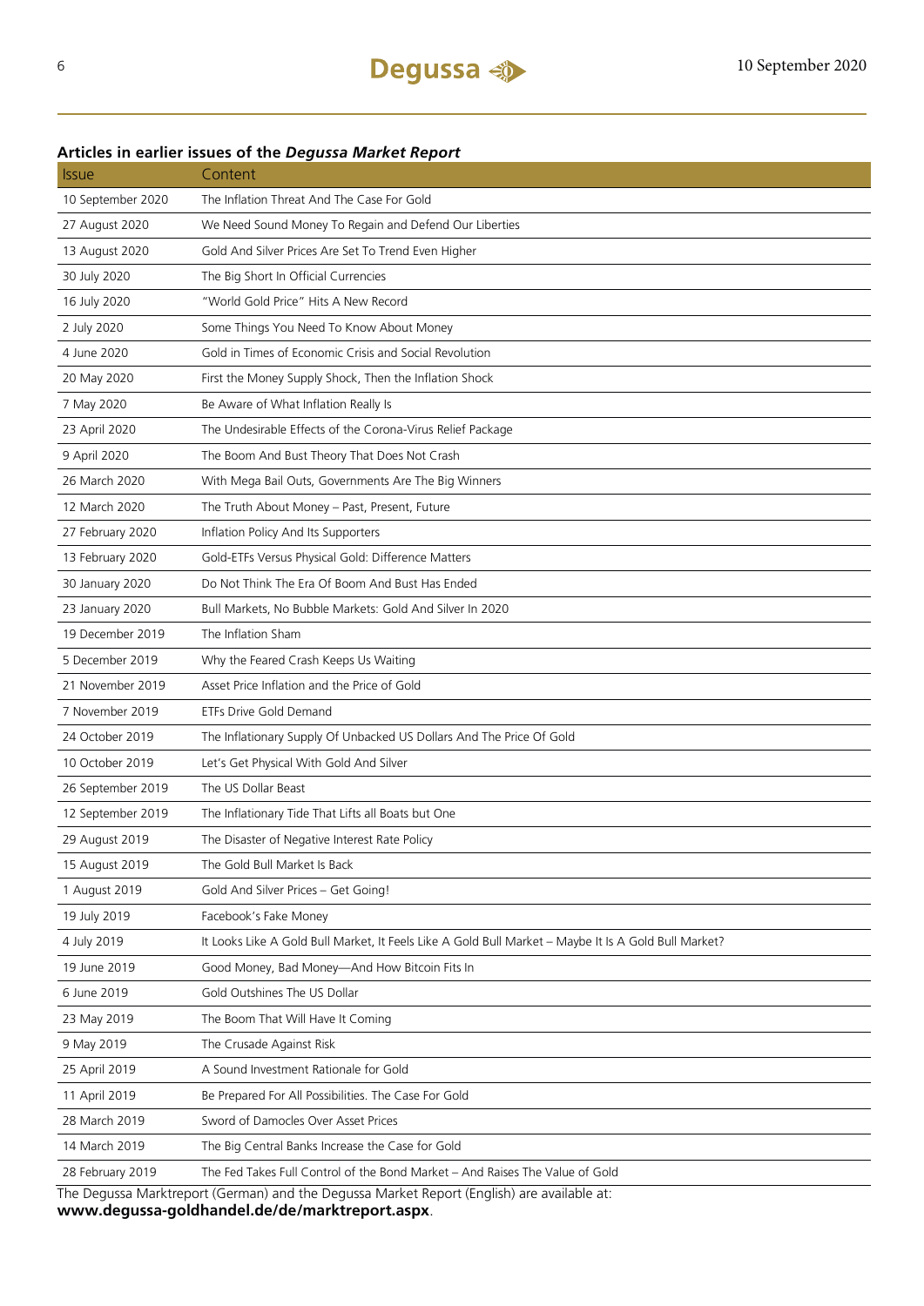### Articles in earlier issues of the *Degussa Market Report*

| Issue | Content |
|---|---|
| 10 September 2020 | The Inflation Threat And The Case For Gold |
| 27 August 2020 | We Need Sound Money To Regain and Defend Our Liberties |
| 13 August 2020 | Gold And Silver Prices Are Set To Trend Even Higher |
| 30 July 2020 | The Big Short In Official Currencies |
| 16 July 2020 | "World Gold Price" Hits A New Record |
| 2 July 2020 | Some Things You Need To Know About Money |
| 4 June 2020 | Gold in Times of Economic Crisis and Social Revolution |
| 20 May 2020 | First the Money Supply Shock, Then the Inflation Shock |
| 7 May 2020 | Be Aware of What Inflation Really Is |
| 23 April 2020 | The Undesirable Effects of the Corona-Virus Relief Package |
| 9 April 2020 | The Boom And Bust Theory That Does Not Crash |
| 26 March 2020 | With Mega Bail Outs, Governments Are The Big Winners |
| 12 March 2020 | The Truth About Money – Past, Present, Future |
| 27 February 2020 | Inflation Policy And Its Supporters |
| 13 February 2020 | Gold-ETFs Versus Physical Gold: Difference Matters |
| 30 January 2020 | Do Not Think The Era Of Boom And Bust Has Ended |
| 23 January 2020 | Bull Markets, No Bubble Markets: Gold And Silver In 2020 |
| 19 December 2019 | The Inflation Sham |
| 5 December 2019 | Why the Feared Crash Keeps Us Waiting |
| 21 November 2019 | Asset Price Inflation and the Price of Gold |
| 7 November 2019 | ETFs Drive Gold Demand |
| 24 October 2019 | The Inflationary Supply Of Unbacked US Dollars And The Price Of Gold |
| 10 October 2019 | Let's Get Physical With Gold And Silver |
| 26 September 2019 | The US Dollar Beast |
| 12 September 2019 | The Inflationary Tide That Lifts all Boats but One |
| 29 August 2019 | The Disaster of Negative Interest Rate Policy |
| 15 August 2019 | The Gold Bull Market Is Back |
| 1 August 2019 | Gold And Silver Prices – Get Going! |
| 19 July 2019 | Facebook's Fake Money |
| 4 July 2019 | It Looks Like A Gold Bull Market, It Feels Like A Gold Bull Market – Maybe It Is A Gold Bull Market? |
| 19 June 2019 | Good Money, Bad Money—And How Bitcoin Fits In |
| 6 June 2019 | Gold Outshines The US Dollar |
| 23 May 2019 | The Boom That Will Have It Coming |
| 9 May 2019 | The Crusade Against Risk |
| 25 April 2019 | A Sound Investment Rationale for Gold |
| 11 April 2019 | Be Prepared For All Possibilities. The Case For Gold |
| 28 March 2019 | Sword of Damocles Over Asset Prices |
| 14 March 2019 | The Big Central Banks Increase the Case for Gold |
| 28 February 2019 | The Fed Takes Full Control of the Bond Market – And Raises The Value of Gold |

The Degussa Marktreport (German) and the Degussa Market Report (English) are available at:
**www.degussa-goldhandel.de/de/marktreport.aspx**.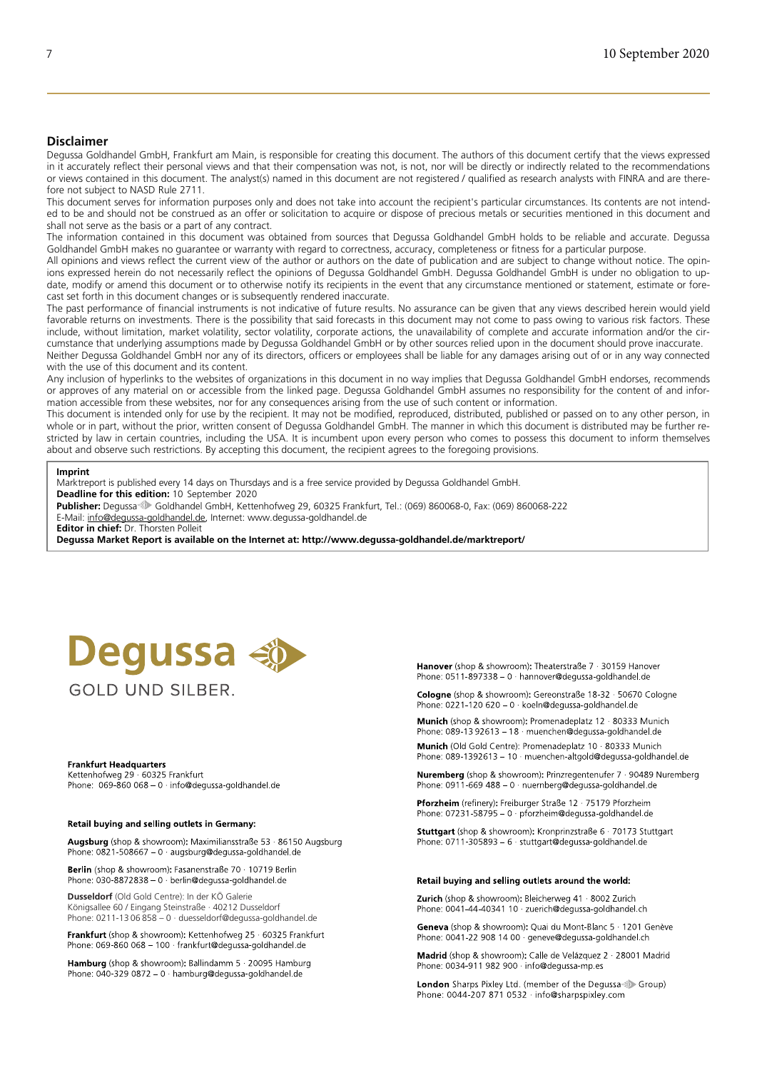## Disclaimer

Degussa Goldhandel GmbH, Frankfurt am Main, is responsible for creating this document. The authors of this document certify that the views expressed in it accurately reflect their personal views and that their compensation was not, is not, nor will be directly or indirectly related to the recommendations or views contained in this document. The analyst(s) named in this document are not registered / qualified as research analysts with FINRA and are therefore not subject to NASD Rule 2711.

This document serves for information purposes only and does not take into account the recipient's particular circumstances. Its contents are not intended to be and should not be construed as an offer or solicitation to acquire or dispose of precious metals or securities mentioned in this document and shall not serve as the basis or a part of any contract.

The information contained in this document was obtained from sources that Degussa Goldhandel GmbH holds to be reliable and accurate. Degussa Goldhandel GmbH makes no guarantee or warranty with regard to correctness, accuracy, completeness or fitness for a particular purpose.

All opinions and views reflect the current view of the author or authors on the date of publication and are subject to change without notice. The opinions expressed herein do not necessarily reflect the opinions of Degussa Goldhandel GmbH. Degussa Goldhandel GmbH is under no obligation to update, modify or amend this document or to otherwise notify its recipients in the event that any circumstance mentioned or statement, estimate or forecast set forth in this document changes or is subsequently rendered inaccurate.

The past performance of financial instruments is not indicative of future results. No assurance can be given that any views described herein would yield favorable returns on investments. There is the possibility that said forecasts in this document may not come to pass owing to various risk factors. These include, without limitation, market volatility, sector volatility, corporate actions, the unavailability of complete and accurate information and/or the circumstance that underlying assumptions made by Degussa Goldhandel GmbH or by other sources relied upon in the document should prove inaccurate.

Neither Degussa Goldhandel GmbH nor any of its directors, officers or employees shall be liable for any damages arising out of or in any way connected with the use of this document and its content.

Any inclusion of hyperlinks to the websites of organizations in this document in no way implies that Degussa Goldhandel GmbH endorses, recommends or approves of any material on or accessible from the linked page. Degussa Goldhandel GmbH assumes no responsibility for the content of and information accessible from these websites, nor for any consequences arising from the use of such content or information.

This document is intended only for use by the recipient. It may not be modified, reproduced, distributed, published or passed on to any other person, in whole or in part, without the prior, written consent of Degussa Goldhandel GmbH. The manner in which this document is distributed may be further restricted by law in certain countries, including the USA. It is incumbent upon every person who comes to possess this document to inform themselves about and observe such restrictions. By accepting this document, the recipient agrees to the foregoing provisions.

**Imprint**

Marktreport is published every 14 days on Thursdays and is a free service provided by Degussa Goldhandel GmbH.

**Deadline for this edition:** 10 September 2020

**Publisher:** Degussa Goldhandel GmbH, Kettenhofweg 29, 60325 Frankfurt, Tel.: (069) 860068-0, Fax: (069) 860068-222

E-Mail: info@degussa-goldhandel.de, Internet: www.degussa-goldhandel.de

**Editor in chief:** Dr. Thorsten Polleit

**Degussa Market Report is available on the Internet at: http://www.degussa-goldhandel.de/marktreport/**

Degussa

GOLD UND SILBER.

**Frankfurt Headquarters**
Kettenhofweg 29 · 60325 Frankfurt
Phone: 069-860 068 – 0 · info@degussa-goldhandel.de

**Retail buying and selling outlets in Germany:**

**Augsburg** (shop & showroom): Maximiliansstraße 53 · 86150 Augsburg
Phone: 0821-508667 – 0 · augsburg@degussa-goldhandel.de

**Berlin** (shop & showroom): Fasanenstraße 70 · 10719 Berlin
Phone: 030-8872838 – 0 · berlin@degussa-goldhandel.de

**Dusseldorf** (Old Gold Centre): In der KÖ Galerie
Königsallee 60 / Eingang Steinstraße · 40212 Dusseldorf
Phone: 0211-13 06 858 – 0 · duesseldorf@degussa-goldhandel.de

**Frankfurt** (shop & showroom): Kettenhofweg 25 · 60325 Frankfurt
Phone: 069-860 068 – 100 · frankfurt@degussa-goldhandel.de

**Hamburg** (shop & showroom): Ballindamm 5 · 20095 Hamburg
Phone: 040-329 0872 – 0 · hamburg@degussa-goldhandel.de

**Hanover** (shop & showroom): Theaterstraße 7 · 30159 Hanover
Phone: 0511-897338 – 0 · hannover@degussa-goldhandel.de

**Cologne** (shop & showroom): Gereonstraße 18-32 · 50670 Cologne
Phone: 0221-120 620 – 0 · koeln@degussa-goldhandel.de

**Munich** (shop & showroom): Promenadeplatz 12 · 80333 Munich
Phone: 089-13 92613 – 18 · muenchen@degussa-goldhandel.de

**Munich** (Old Gold Centre): Promenadeplatz 10 · 80333 Munich
Phone: 089-1392613 – 10 · muenchen-altgold@degussa-goldhandel.de

**Nuremberg** (shop & showroom): Prinzregentenufer 7 · 90489 Nuremberg
Phone: 0911-669 488 – 0 · nuernberg@degussa-goldhandel.de

**Pforzheim** (refinery): Freiburger Straße 12 · 75179 Pforzheim
Phone: 07231-58795 – 0 · pforzheim@degussa-goldhandel.de

**Stuttgart** (shop & showroom): Kronprinzstraße 6 · 70173 Stuttgart
Phone: 0711-305893 – 6 · stuttgart@degussa-goldhandel.de

**Retail buying and selling outlets around the world:**

**Zurich** (shop & showroom): Bleicherweg 41 · 8002 Zurich
Phone: 0041-44-40341 10 · zuerich@degussa-goldhandel.ch

**Geneva** (shop & showroom): Quai du Mont-Blanc 5 · 1201 Genève
Phone: 0041-22 908 14 00 · geneve@degussa-goldhandel.ch

**Madrid** (shop & showroom): Calle de Velázquez 2 · 28001 Madrid
Phone: 0034-911 982 900 · info@degussa-mp.es

**London** Sharps Pixley Ltd. (member of the Degussa Group)
Phone: 0044-207 871 0532 · info@sharpspixley.com